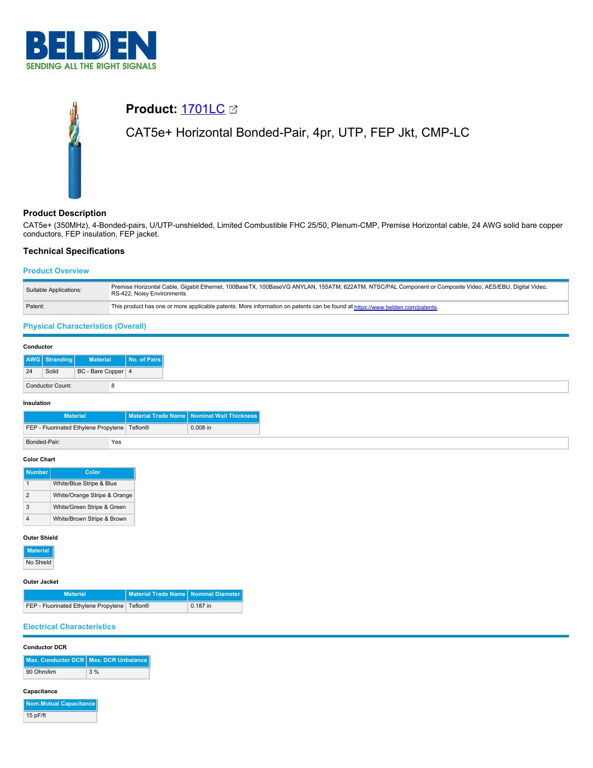# Product: 1701LC

CAT5e+ Horizontal Bonded-Pair, 4pr, UTP, FEP Jkt, CMP-LC

## Product Description

CAT5e+ (350MHz), 4-Bonded-pairs, U/UTP-unshielded, Limited Combustible FHC 25/50, Plenum-CMP, Premise Horizontal cable, 24 AWG solid bare copper conductors, FEP insulation, FEP jacket.

## Technical Specifications

### Product Overview

| | |
|---|---|
| Suitable Applications: | Premise Horizontal Cable, Gigabit Ethernet, 100BaseTX, 100BaseVG ANYLAN, 155ATM, 622ATM, NTSC/PAL Component or Composite Video, AES/EBU, Digital Video, RS-422, Noisy Environments |
| Patent: | This product has one or more applicable patents. More information on patents can be found at https://www.belden.com/patents. |

### Physical Characteristics (Overall)

#### Conductor

| AWG | Stranding | Material | No. of Pairs |
|---|---|---|---|
| 24 | Solid | BC - Bare Copper | 4 |

| | |
|---|---|
| Conductor Count: | 8 |

#### Insulation

| Material | Material Trade Name | Nominal Wall Thickness |
|---|---|---|
| FEP - Fluorinated Ethylene Propylene | Teflon® | 0.008 in |

| | |
|---|---|
| Bonded-Pair: | Yes |

#### Color Chart

| Number | Color |
|---|---|
| 1 | White/Blue Stripe & Blue |
| 2 | White/Orange Stripe & Orange |
| 3 | White/Green Stripe & Green |
| 4 | White/Brown Stripe & Brown |

#### Outer Shield

| Material |
|---|
| No Shield |

#### Outer Jacket

| Material | Material Trade Name | Nominal Diameter |
|---|---|---|
| FEP - Fluorinated Ethylene Propylene | Teflon® | 0.187 in |

### Electrical Characteristics

#### Conductor DCR

| Max. Conductor DCR | Max. DCR Unbalance |
|---|---|
| 90 Ohm/km | 3 % |

#### Capacitance

| Nom.Mutual Capacitance |
|---|
| 15 pF/ft |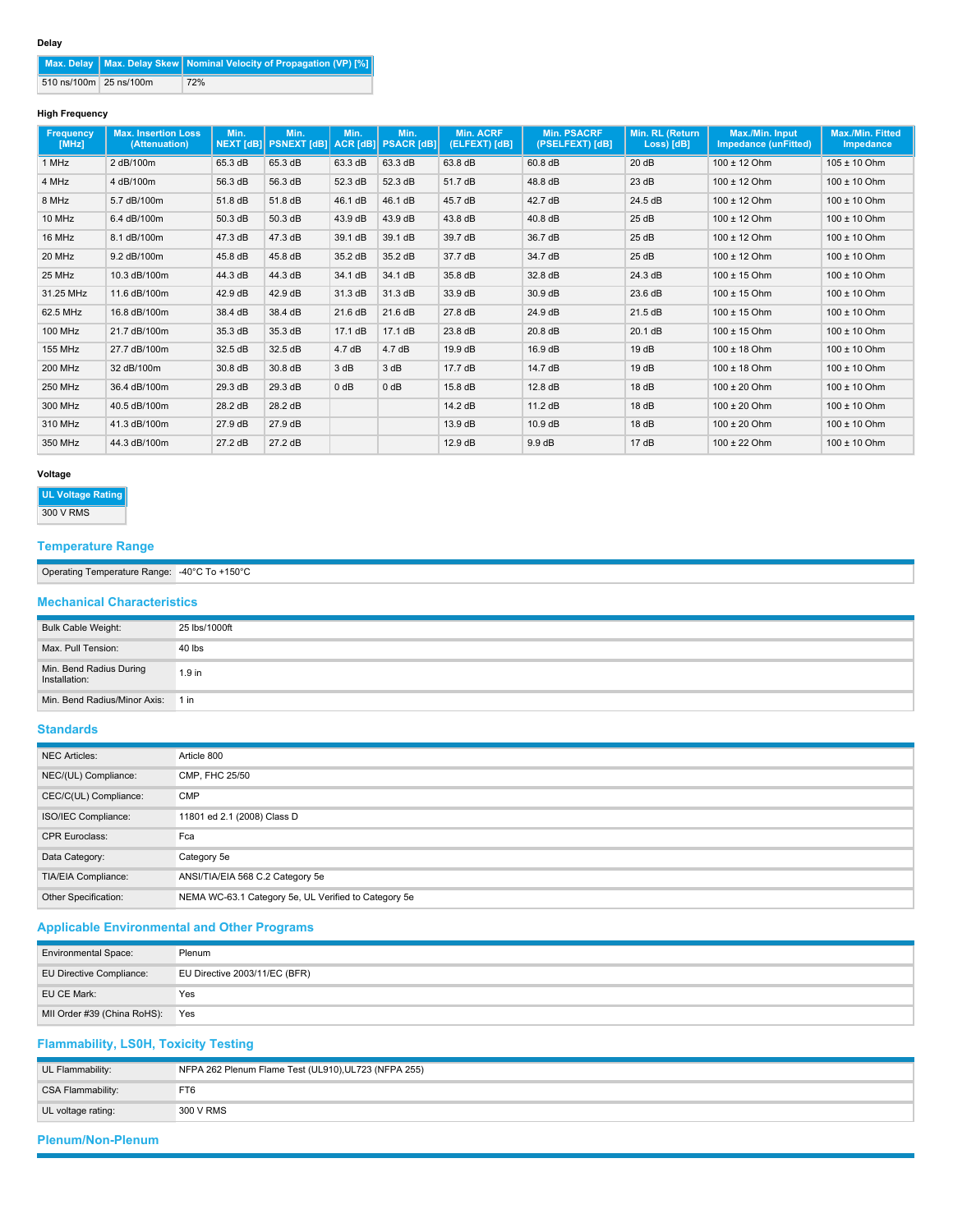### Delay

| Max. Delay | Max. Delay Skew | Nominal Velocity of Propagation (VP) [%] |
|---|---|---|
| 510 ns/100m | 25 ns/100m | 72% |

### High Frequency

| Frequency [MHz] | Max. Insertion Loss (Attenuation) | Min. NEXT [dB] | Min. PSNEXT [dB] | Min. ACR [dB] | Min. PSACR [dB] | Min. ACRF (ELFEXT) [dB] | Min. PSACRF (PSELFEXT) [dB] | Min. RL (Return Loss) [dB] | Max./Min. Input Impedance (unFitted) | Max./Min. Fitted Impedance |
|---|---|---|---|---|---|---|---|---|---|---|
| 1 MHz | 2 dB/100m | 65.3 dB | 65.3 dB | 63.3 dB | 63.3 dB | 63.8 dB | 60.8 dB | 20 dB | 100 ± 12 Ohm | 105 ± 10 Ohm |
| 4 MHz | 4 dB/100m | 56.3 dB | 56.3 dB | 52.3 dB | 52.3 dB | 51.7 dB | 48.8 dB | 23 dB | 100 ± 12 Ohm | 100 ± 10 Ohm |
| 8 MHz | 5.7 dB/100m | 51.8 dB | 51.8 dB | 46.1 dB | 46.1 dB | 45.7 dB | 42.7 dB | 24.5 dB | 100 ± 12 Ohm | 100 ± 10 Ohm |
| 10 MHz | 6.4 dB/100m | 50.3 dB | 50.3 dB | 43.9 dB | 43.9 dB | 43.8 dB | 40.8 dB | 25 dB | 100 ± 12 Ohm | 100 ± 10 Ohm |
| 16 MHz | 8.1 dB/100m | 47.3 dB | 47.3 dB | 39.1 dB | 39.1 dB | 39.7 dB | 36.7 dB | 25 dB | 100 ± 12 Ohm | 100 ± 10 Ohm |
| 20 MHz | 9.2 dB/100m | 45.8 dB | 45.8 dB | 35.2 dB | 35.2 dB | 37.7 dB | 34.7 dB | 25 dB | 100 ± 12 Ohm | 100 ± 10 Ohm |
| 25 MHz | 10.3 dB/100m | 44.3 dB | 44.3 dB | 34.1 dB | 34.1 dB | 35.8 dB | 32.8 dB | 24.3 dB | 100 ± 15 Ohm | 100 ± 10 Ohm |
| 31.25 MHz | 11.6 dB/100m | 42.9 dB | 42.9 dB | 31.3 dB | 31.3 dB | 33.9 dB | 30.9 dB | 23.6 dB | 100 ± 15 Ohm | 100 ± 10 Ohm |
| 62.5 MHz | 16.8 dB/100m | 38.4 dB | 38.4 dB | 21.6 dB | 21.6 dB | 27.8 dB | 24.9 dB | 21.5 dB | 100 ± 15 Ohm | 100 ± 10 Ohm |
| 100 MHz | 21.7 dB/100m | 35.3 dB | 35.3 dB | 17.1 dB | 17.1 dB | 23.8 dB | 20.8 dB | 20.1 dB | 100 ± 15 Ohm | 100 ± 10 Ohm |
| 155 MHz | 27.7 dB/100m | 32.5 dB | 32.5 dB | 4.7 dB | 4.7 dB | 19.9 dB | 16.9 dB | 19 dB | 100 ± 18 Ohm | 100 ± 10 Ohm |
| 200 MHz | 32 dB/100m | 30.8 dB | 30.8 dB | 3 dB | 3 dB | 17.7 dB | 14.7 dB | 19 dB | 100 ± 18 Ohm | 100 ± 10 Ohm |
| 250 MHz | 36.4 dB/100m | 29.3 dB | 29.3 dB | 0 dB | 0 dB | 15.8 dB | 12.8 dB | 18 dB | 100 ± 20 Ohm | 100 ± 10 Ohm |
| 300 MHz | 40.5 dB/100m | 28.2 dB | 28.2 dB | | | 14.2 dB | 11.2 dB | 18 dB | 100 ± 20 Ohm | 100 ± 10 Ohm |
| 310 MHz | 41.3 dB/100m | 27.9 dB | 27.9 dB | | | 13.9 dB | 10.9 dB | 18 dB | 100 ± 20 Ohm | 100 ± 10 Ohm |
| 350 MHz | 44.3 dB/100m | 27.2 dB | 27.2 dB | | | 12.9 dB | 9.9 dB | 17 dB | 100 ± 22 Ohm | 100 ± 10 Ohm |

### Voltage

| UL Voltage Rating |
|---|
| 300 V RMS |

## Temperature Range

| | |
|---|---|
| Operating Temperature Range: | -40°C To +150°C |

## Mechanical Characteristics

| | |
|---|---|
| Bulk Cable Weight: | 25 lbs/1000ft |
| Max. Pull Tension: | 40 lbs |
| Min. Bend Radius During Installation: | 1.9 in |
| Min. Bend Radius/Minor Axis: | 1 in |

## Standards

| | |
|---|---|
| NEC Articles: | Article 800 |
| NEC/(UL) Compliance: | CMP, FHC 25/50 |
| CEC/C(UL) Compliance: | CMP |
| ISO/IEC Compliance: | 11801 ed 2.1 (2008) Class D |
| CPR Euroclass: | Fca |
| Data Category: | Category 5e |
| TIA/EIA Compliance: | ANSI/TIA/EIA 568 C.2 Category 5e |
| Other Specification: | NEMA WC-63.1 Category 5e, UL Verified to Category 5e |

## Applicable Environmental and Other Programs

| | |
|---|---|
| Environmental Space: | Plenum |
| EU Directive Compliance: | EU Directive 2003/11/EC (BFR) |
| EU CE Mark: | Yes |
| MII Order #39 (China RoHS): | Yes |

## Flammability, LS0H, Toxicity Testing

| | |
|---|---|
| UL Flammability: | NFPA 262 Plenum Flame Test (UL910),UL723 (NFPA 255) |
| CSA Flammability: | FT6 |
| UL voltage rating: | 300 V RMS |

## Plenum/Non-Plenum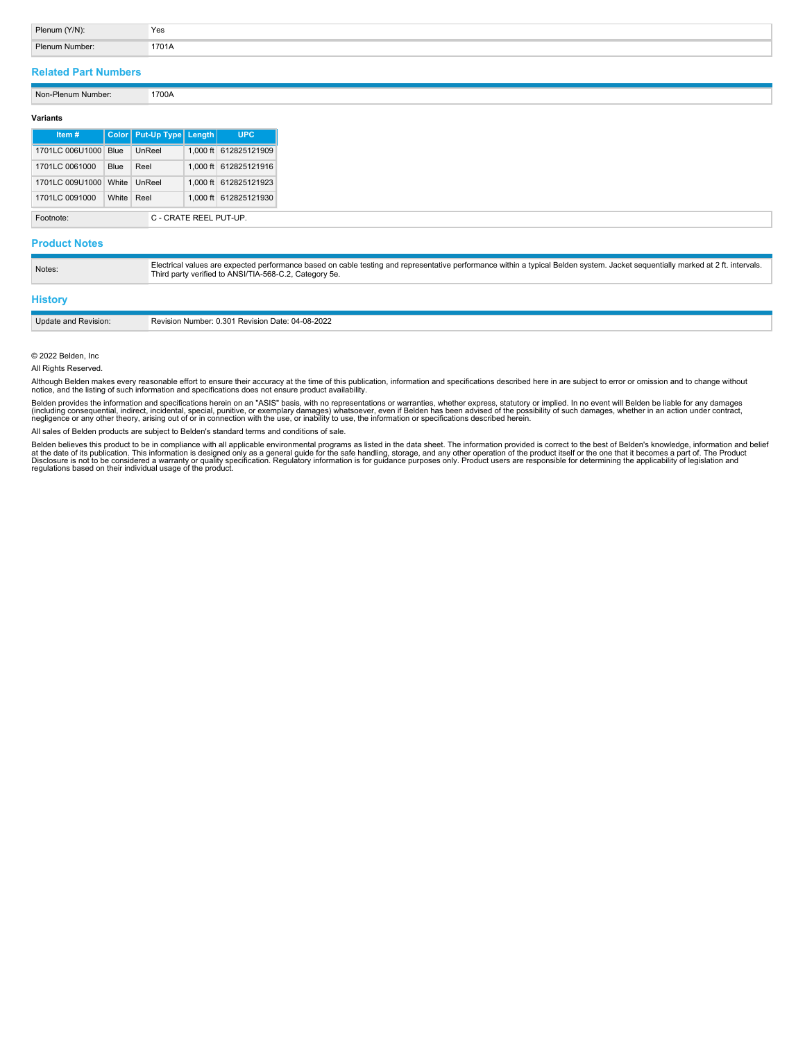| | |
|---|---|
| Plenum (Y/N): | Yes |
| Plenum Number: | 1701A |

## Related Part Numbers

| | |
|---|---|
| Non-Plenum Number: | 1700A |

**Variants**

| Item # | Color | Put-Up Type | Length | UPC |
|---|---|---|---|---|
| 1701LC 006U1000 | Blue | UnReel | 1,000 ft | 612825121909 |
| 1701LC 0061000 | Blue | Reel | 1,000 ft | 612825121916 |
| 1701LC 009U1000 | White | UnReel | 1,000 ft | 612825121923 |
| 1701LC 0091000 | White | Reel | 1,000 ft | 612825121930 |

| | |
|---|---|
| Footnote: | C - CRATE REEL PUT-UP. |

## Product Notes

| | |
|---|---|
| Notes: | Electrical values are expected performance based on cable testing and representative performance within a typical Belden system. Jacket sequentially marked at 2 ft. intervals. Third party verified to ANSI/TIA-568-C.2, Category 5e. |

## History

| | |
|---|---|
| Update and Revision: | Revision Number: 0.301 Revision Date: 04-08-2022 |

© 2022 Belden, Inc

All Rights Reserved.

Although Belden makes every reasonable effort to ensure their accuracy at the time of this publication, information and specifications described here in are subject to error or omission and to change without notice, and the listing of such information and specifications does not ensure product availability.

Belden provides the information and specifications herein on an "ASIS" basis, with no representations or warranties, whether express, statutory or implied. In no event will Belden be liable for any damages (including consequential, indirect, incidental, special, punitive, or exemplary damages) whatsoever, even if Belden has been advised of the possibility of such damages, whether in an action under contract, negligence or any other theory, arising out of or in connection with the use, or inability to use, the information or specifications described herein.

All sales of Belden products are subject to Belden's standard terms and conditions of sale.

Belden believes this product to be in compliance with all applicable environmental programs as listed in the data sheet. The information provided is correct to the best of Belden's knowledge, information and belief at the date of its publication. This information is designed only as a general guide for the safe handling, storage, and any other operation of the product itself or the one that it becomes a part of. The Product Disclosure is not to be considered a warranty or quality specification. Regulatory information is for guidance purposes only. Product users are responsible for determining the applicability of legislation and regulations based on their individual usage of the product.